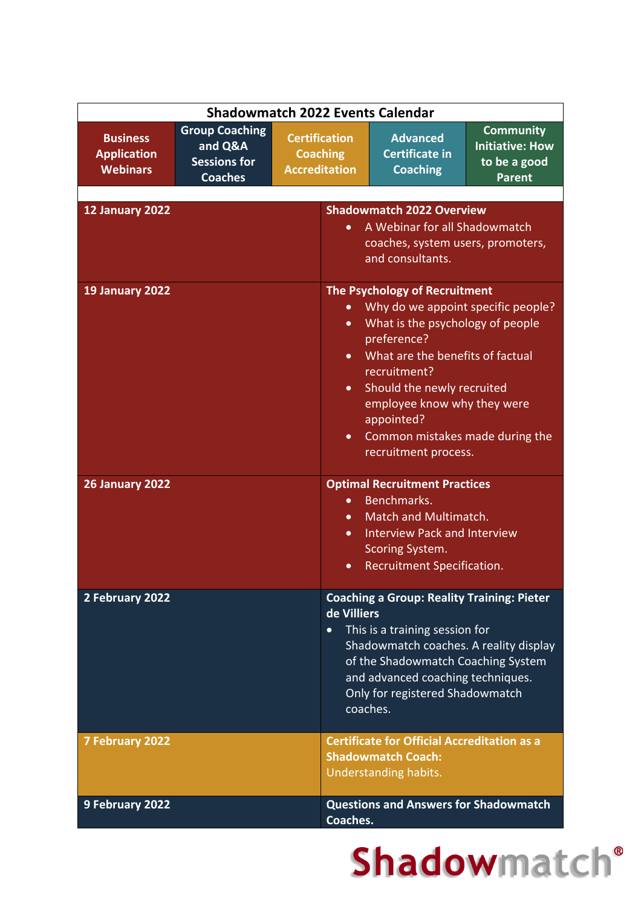# Shadowmatch 2022 Events Calendar

| Business Application Webinars | Group Coaching and Q&A Sessions for Coaches | Certification Coaching Accreditation | Advanced Certificate in Coaching | Community Initiative: How to be a good Parent |
|---|---|---|---|---|

| Date | Event |
|---|---|
| **12 January 2022** | **Shadowmatch 2022 Overview**<br>• A Webinar for all Shadowmatch coaches, system users, promoters, and consultants. |
| **19 January 2022** | **The Psychology of Recruitment**<br>• Why do we appoint specific people?<br>• What is the psychology of people preference?<br>• What are the benefits of factual recruitment?<br>• Should the newly recruited employee know why they were appointed?<br>• Common mistakes made during the recruitment process. |
| **26 January 2022** | **Optimal Recruitment Practices**<br>• Benchmarks.<br>• Match and Multimatch.<br>• Interview Pack and Interview Scoring System.<br>• Recruitment Specification. |
| **2 February 2022** | **Coaching a Group: Reality Training: Pieter de Villiers**<br>• This is a training session for Shadowmatch coaches. A reality display of the Shadowmatch Coaching System and advanced coaching techniques. Only for registered Shadowmatch coaches. |
| **7 February 2022** | **Certificate for Official Accreditation as a Shadowmatch Coach:**<br>Understanding habits. |
| **9 February 2022** | **Questions and Answers for Shadowmatch Coaches.** |

Shadowmatch®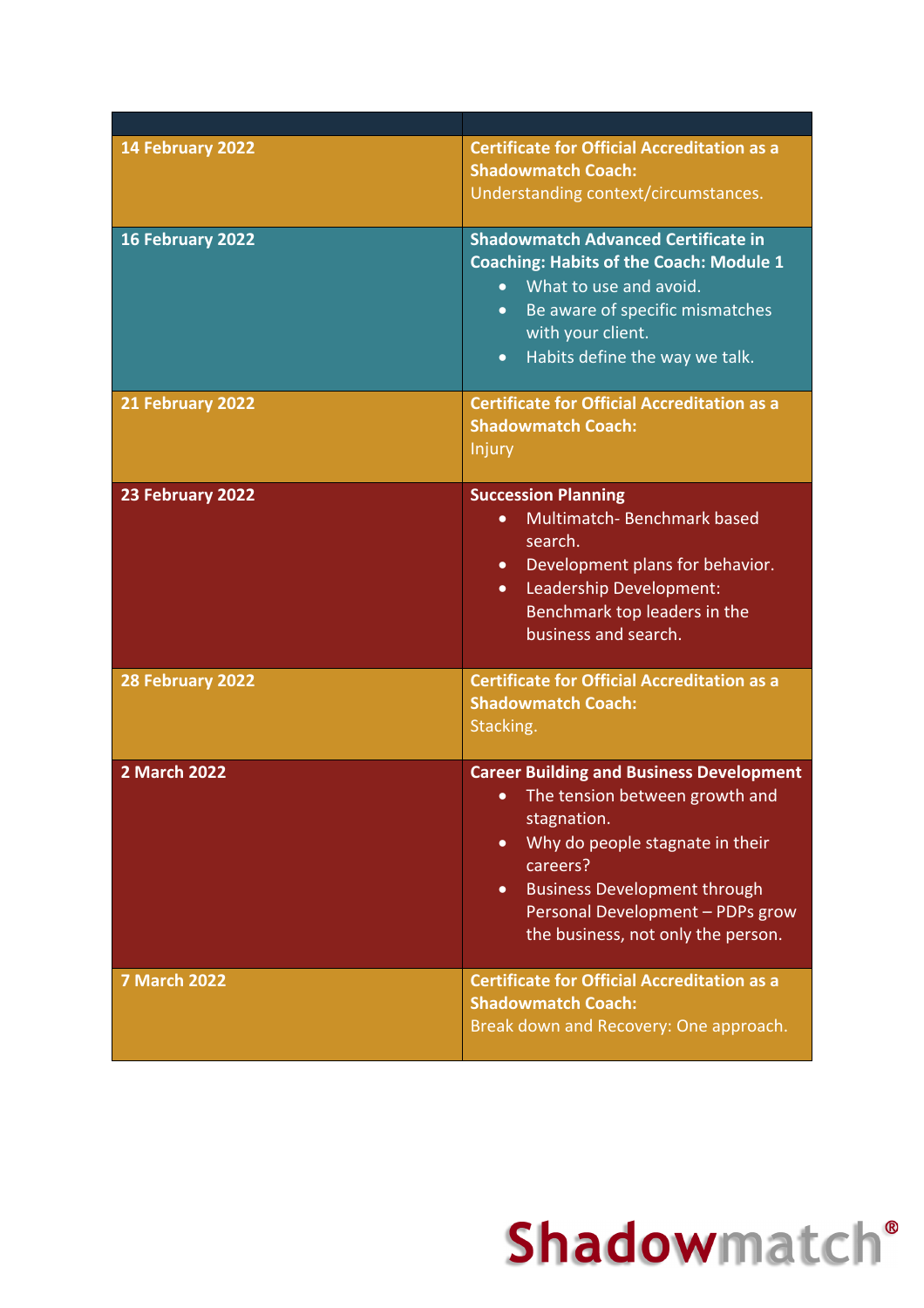| | |
|---|---|
| **14 February 2022** | **Certificate for Official Accreditation as a Shadowmatch Coach:**<br>Understanding context/circumstances. |
| **16 February 2022** | **Shadowmatch Advanced Certificate in Coaching: Habits of the Coach: Module 1**<br>• What to use and avoid.<br>• Be aware of specific mismatches with your client.<br>• Habits define the way we talk. |
| **21 February 2022** | **Certificate for Official Accreditation as a Shadowmatch Coach:**<br>Injury |
| **23 February 2022** | **Succession Planning**<br>• Multimatch- Benchmark based search.<br>• Development plans for behavior.<br>• Leadership Development: Benchmark top leaders in the business and search. |
| **28 February 2022** | **Certificate for Official Accreditation as a Shadowmatch Coach:**<br>Stacking. |
| **2 March 2022** | **Career Building and Business Development**<br>• The tension between growth and stagnation.<br>• Why do people stagnate in their careers?<br>• Business Development through Personal Development – PDPs grow the business, not only the person. |
| **7 March 2022** | **Certificate for Official Accreditation as a Shadowmatch Coach:**<br>Break down and Recovery: One approach. |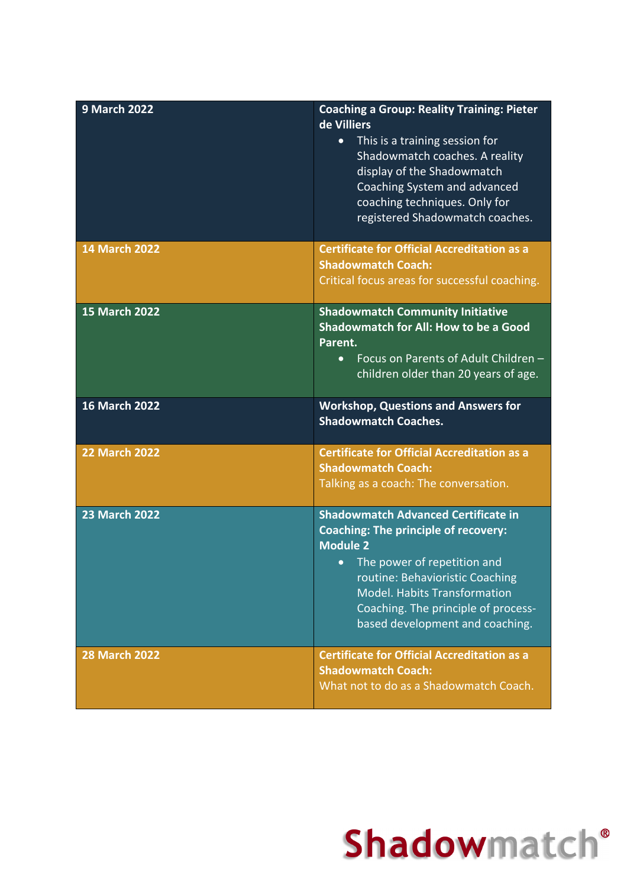| 9 March 2022 | **Coaching a Group: Reality Training: Pieter de Villiers**<br>• This is a training session for Shadowmatch coaches. A reality display of the Shadowmatch Coaching System and advanced coaching techniques. Only for registered Shadowmatch coaches. |
|---|---|
| **14 March 2022** | **Certificate for Official Accreditation as a Shadowmatch Coach:**<br>Critical focus areas for successful coaching. |
| **15 March 2022** | **Shadowmatch Community Initiative Shadowmatch for All: How to be a Good Parent.**<br>• Focus on Parents of Adult Children – children older than 20 years of age. |
| **16 March 2022** | **Workshop, Questions and Answers for Shadowmatch Coaches.** |
| **22 March 2022** | **Certificate for Official Accreditation as a Shadowmatch Coach:**<br>Talking as a coach: The conversation. |
| **23 March 2022** | **Shadowmatch Advanced Certificate in Coaching: The principle of recovery: Module 2**<br>• The power of repetition and routine: Behavioristic Coaching Model. Habits Transformation Coaching. The principle of process-based development and coaching. |
| **28 March 2022** | **Certificate for Official Accreditation as a Shadowmatch Coach:**<br>What not to do as a Shadowmatch Coach. |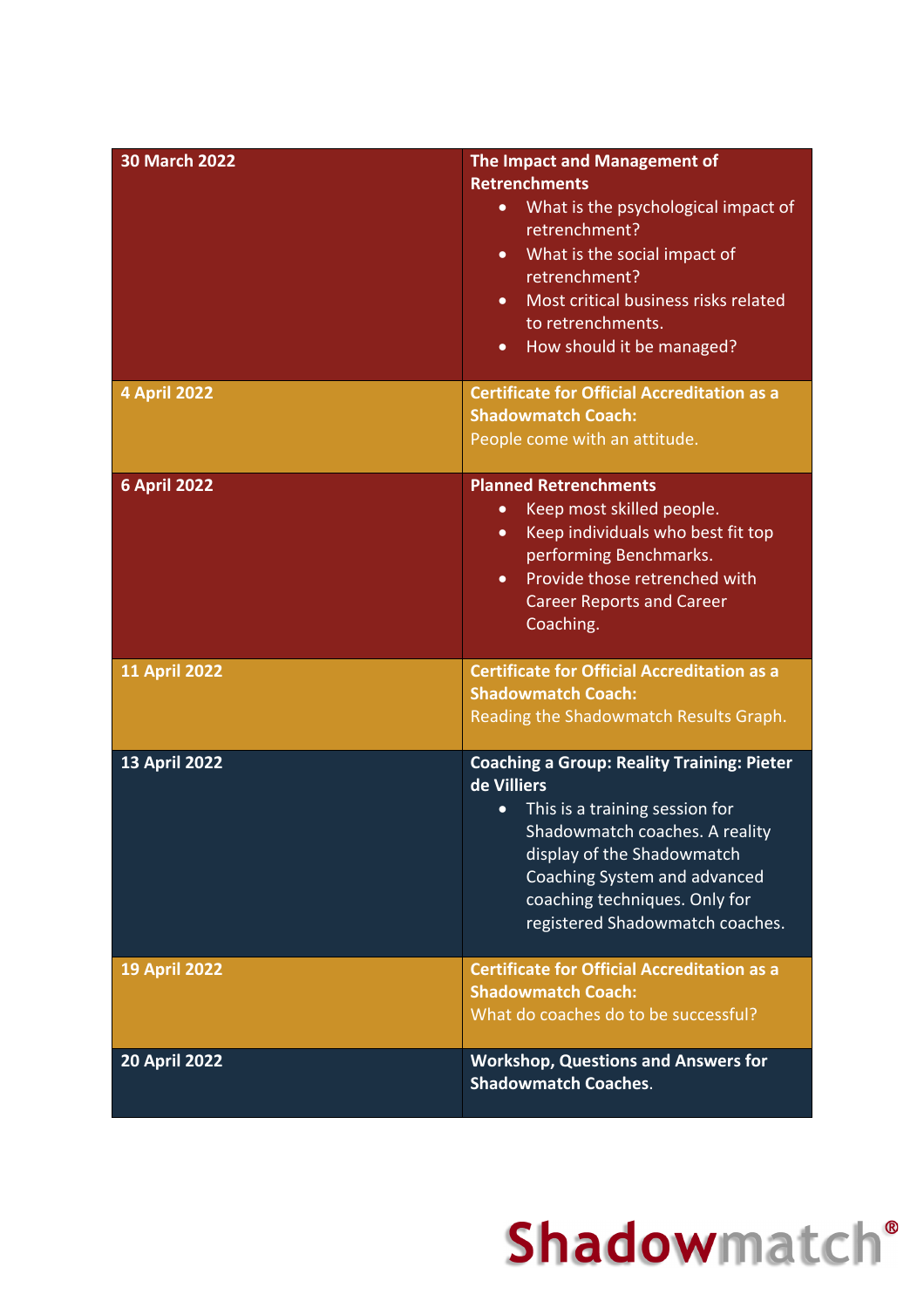| Date | Event |
|---|---|
| **30 March 2022** | **The Impact and Management of Retrenchments**<br>• What is the psychological impact of retrenchment?<br>• What is the social impact of retrenchment?<br>• Most critical business risks related to retrenchments.<br>• How should it be managed? |
| **4 April 2022** | **Certificate for Official Accreditation as a Shadowmatch Coach:**<br>People come with an attitude. |
| **6 April 2022** | **Planned Retrenchments**<br>• Keep most skilled people.<br>• Keep individuals who best fit top performing Benchmarks.<br>• Provide those retrenched with Career Reports and Career Coaching. |
| **11 April 2022** | **Certificate for Official Accreditation as a Shadowmatch Coach:**<br>Reading the Shadowmatch Results Graph. |
| **13 April 2022** | **Coaching a Group: Reality Training: Pieter de Villiers**<br>• This is a training session for Shadowmatch coaches. A reality display of the Shadowmatch Coaching System and advanced coaching techniques. Only for registered Shadowmatch coaches. |
| **19 April 2022** | **Certificate for Official Accreditation as a Shadowmatch Coach:**<br>What do coaches do to be successful? |
| **20 April 2022** | **Workshop, Questions and Answers for Shadowmatch Coaches.** |

Shadowmatch®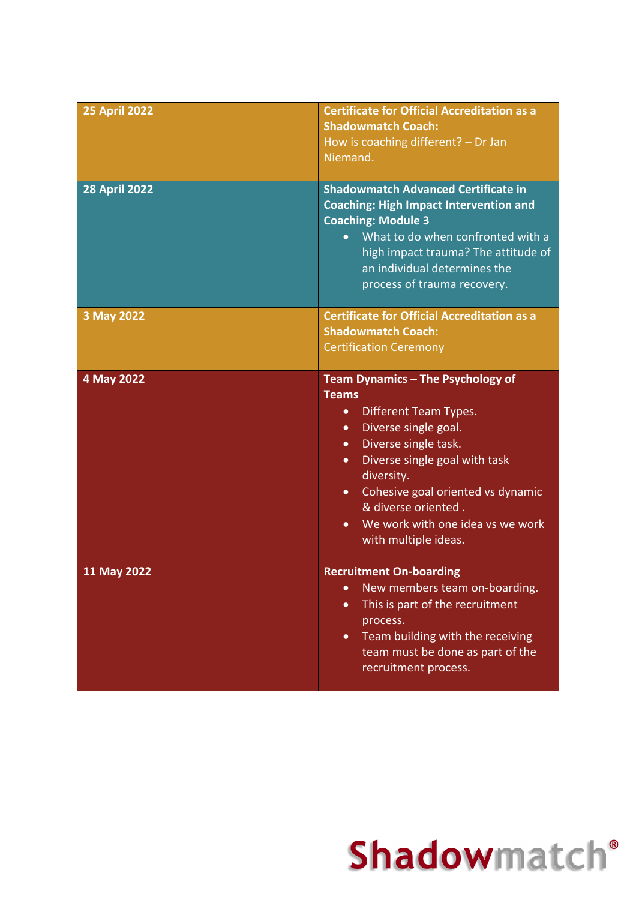| | |
|---|---|
| **25 April 2022** | **Certificate for Official Accreditation as a Shadowmatch Coach:**<br>How is coaching different? – Dr Jan Niemand. |
| **28 April 2022** | **Shadowmatch Advanced Certificate in Coaching: High Impact Intervention and Coaching: Module 3**<br>• What to do when confronted with a high impact trauma? The attitude of an individual determines the process of trauma recovery. |
| **3 May 2022** | **Certificate for Official Accreditation as a Shadowmatch Coach:**<br>Certification Ceremony |
| **4 May 2022** | **Team Dynamics – The Psychology of Teams**<br>• Different Team Types.<br>• Diverse single goal.<br>• Diverse single task.<br>• Diverse single goal with task diversity.<br>• Cohesive goal oriented vs dynamic & diverse oriented .<br>• We work with one idea vs we work with multiple ideas. |
| **11 May 2022** | **Recruitment On-boarding**<br>• New members team on-boarding.<br>• This is part of the recruitment process.<br>• Team building with the receiving team must be done as part of the recruitment process. |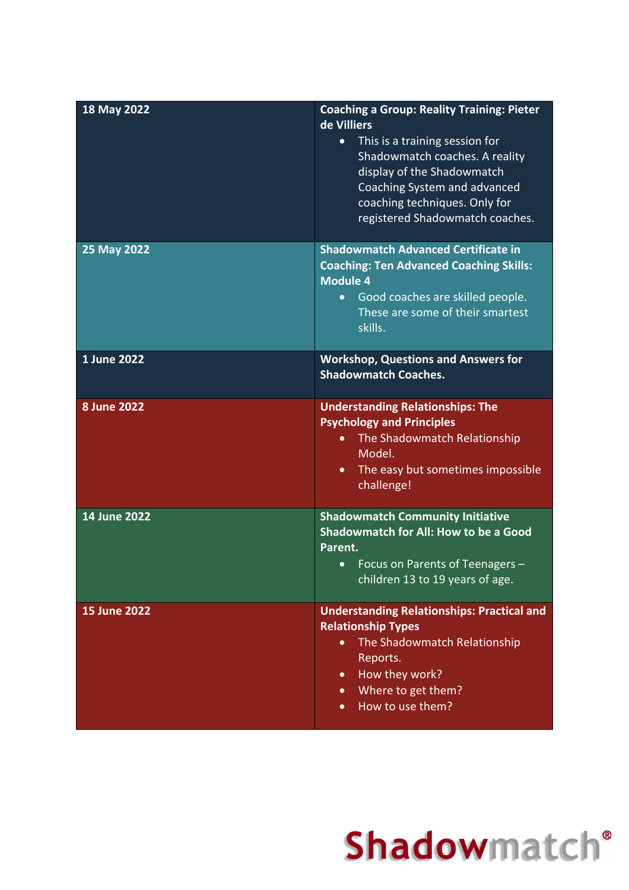| | |
|---|---|
| **18 May 2022** | **Coaching a Group: Reality Training: Pieter de Villiers**<br>• This is a training session for Shadowmatch coaches. A reality display of the Shadowmatch Coaching System and advanced coaching techniques. Only for registered Shadowmatch coaches. |
| **25 May 2022** | **Shadowmatch Advanced Certificate in Coaching: Ten Advanced Coaching Skills: Module 4**<br>• Good coaches are skilled people. These are some of their smartest skills. |
| **1 June 2022** | **Workshop, Questions and Answers for Shadowmatch Coaches.** |
| **8 June 2022** | **Understanding Relationships: The Psychology and Principles**<br>• The Shadowmatch Relationship Model.<br>• The easy but sometimes impossible challenge! |
| **14 June 2022** | **Shadowmatch Community Initiative Shadowmatch for All: How to be a Good Parent.**<br>• Focus on Parents of Teenagers – children 13 to 19 years of age. |
| **15 June 2022** | **Understanding Relationships: Practical and Relationship Types**<br>• The Shadowmatch Relationship Reports.<br>• How they work?<br>• Where to get them?<br>• How to use them? |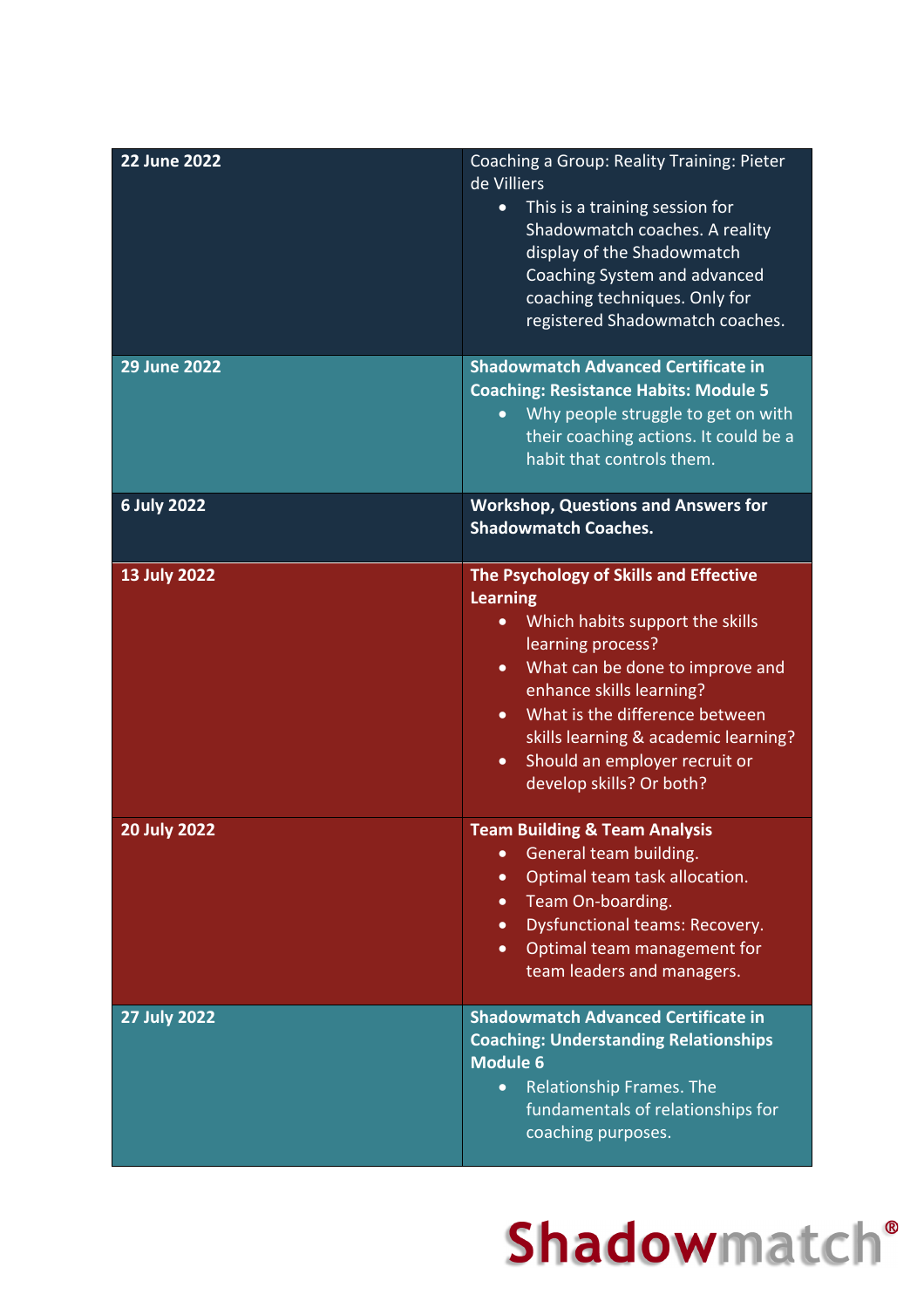| | |
|---|---|
| **22 June 2022** | Coaching a Group: Reality Training: Pieter de Villiers<br>• This is a training session for Shadowmatch coaches. A reality display of the Shadowmatch Coaching System and advanced coaching techniques. Only for registered Shadowmatch coaches. |
| **29 June 2022** | **Shadowmatch Advanced Certificate in Coaching: Resistance Habits: Module 5**<br>• Why people struggle to get on with their coaching actions. It could be a habit that controls them. |
| **6 July 2022** | **Workshop, Questions and Answers for Shadowmatch Coaches.** |
| **13 July 2022** | **The Psychology of Skills and Effective Learning**<br>• Which habits support the skills learning process?<br>• What can be done to improve and enhance skills learning?<br>• What is the difference between skills learning & academic learning?<br>• Should an employer recruit or develop skills? Or both? |
| **20 July 2022** | **Team Building & Team Analysis**<br>• General team building.<br>• Optimal team task allocation.<br>• Team On-boarding.<br>• Dysfunctional teams: Recovery.<br>• Optimal team management for team leaders and managers. |
| **27 July 2022** | **Shadowmatch Advanced Certificate in Coaching: Understanding Relationships Module 6**<br>• Relationship Frames. The fundamentals of relationships for coaching purposes. |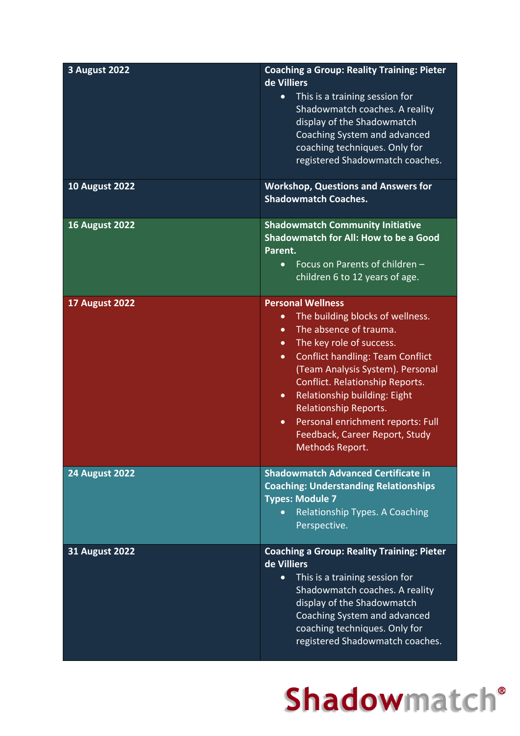| 3 August 2022 | **Coaching a Group: Reality Training: Pieter de Villiers**<br>• This is a training session for Shadowmatch coaches. A reality display of the Shadowmatch Coaching System and advanced coaching techniques. Only for registered Shadowmatch coaches. |
|---|---|
| **10 August 2022** | **Workshop, Questions and Answers for Shadowmatch Coaches.** |
| **16 August 2022** | **Shadowmatch Community Initiative Shadowmatch for All: How to be a Good Parent.**<br>• Focus on Parents of children – children 6 to 12 years of age. |
| **17 August 2022** | **Personal Wellness**<br>• The building blocks of wellness.<br>• The absence of trauma.<br>• The key role of success.<br>• Conflict handling: Team Conflict (Team Analysis System). Personal Conflict. Relationship Reports.<br>• Relationship building: Eight Relationship Reports.<br>• Personal enrichment reports: Full Feedback, Career Report, Study Methods Report. |
| **24 August 2022** | **Shadowmatch Advanced Certificate in Coaching: Understanding Relationships Types: Module 7**<br>• Relationship Types. A Coaching Perspective. |
| **31 August 2022** | **Coaching a Group: Reality Training: Pieter de Villiers**<br>• This is a training session for Shadowmatch coaches. A reality display of the Shadowmatch Coaching System and advanced coaching techniques. Only for registered Shadowmatch coaches. |

Shadowmatch®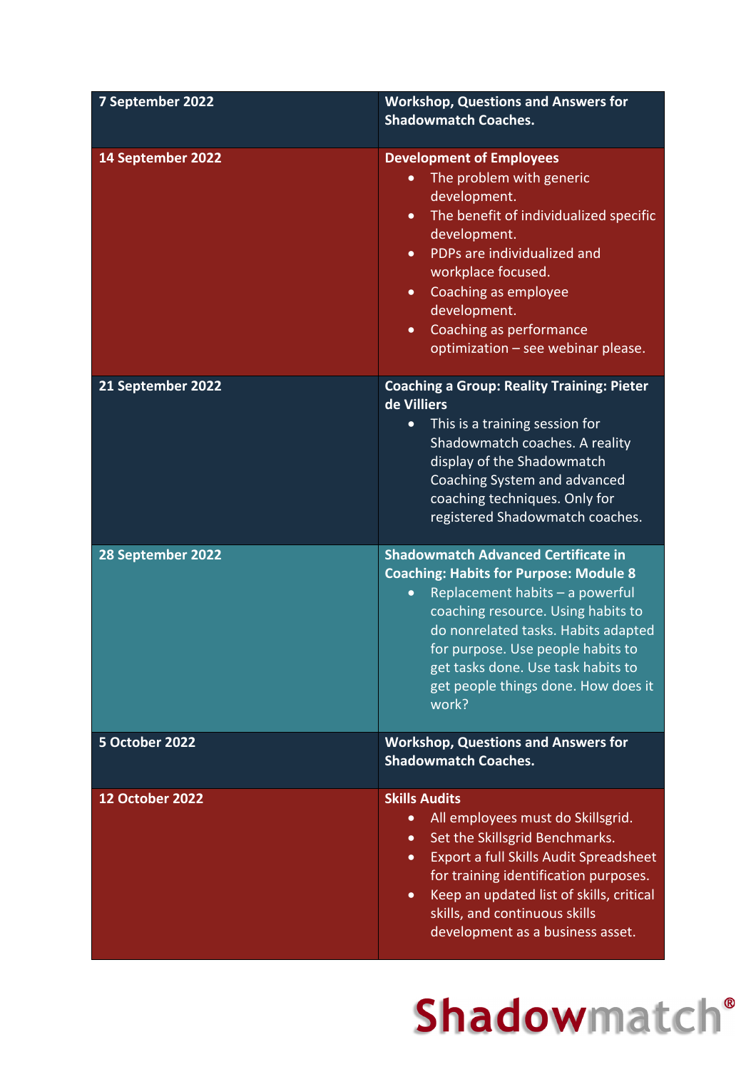| 7 September 2022 | **Workshop, Questions and Answers for Shadowmatch Coaches.** |
|---|---|
| **14 September 2022** | **Development of Employees**<br>• The problem with generic development.<br>• The benefit of individualized specific development.<br>• PDPs are individualized and workplace focused.<br>• Coaching as employee development.<br>• Coaching as performance optimization – see webinar please. |
| **21 September 2022** | **Coaching a Group: Reality Training: Pieter de Villiers**<br>• This is a training session for Shadowmatch coaches. A reality display of the Shadowmatch Coaching System and advanced coaching techniques. Only for registered Shadowmatch coaches. |
| **28 September 2022** | **Shadowmatch Advanced Certificate in Coaching: Habits for Purpose: Module 8**<br>• Replacement habits – a powerful coaching resource. Using habits to do nonrelated tasks. Habits adapted for purpose. Use people habits to get tasks done. Use task habits to get people things done. How does it work? |
| **5 October 2022** | **Workshop, Questions and Answers for Shadowmatch Coaches.** |
| **12 October 2022** | **Skills Audits**<br>• All employees must do Skillsgrid.<br>• Set the Skillsgrid Benchmarks.<br>• Export a full Skills Audit Spreadsheet for training identification purposes.<br>• Keep an updated list of skills, critical skills, and continuous skills development as a business asset. |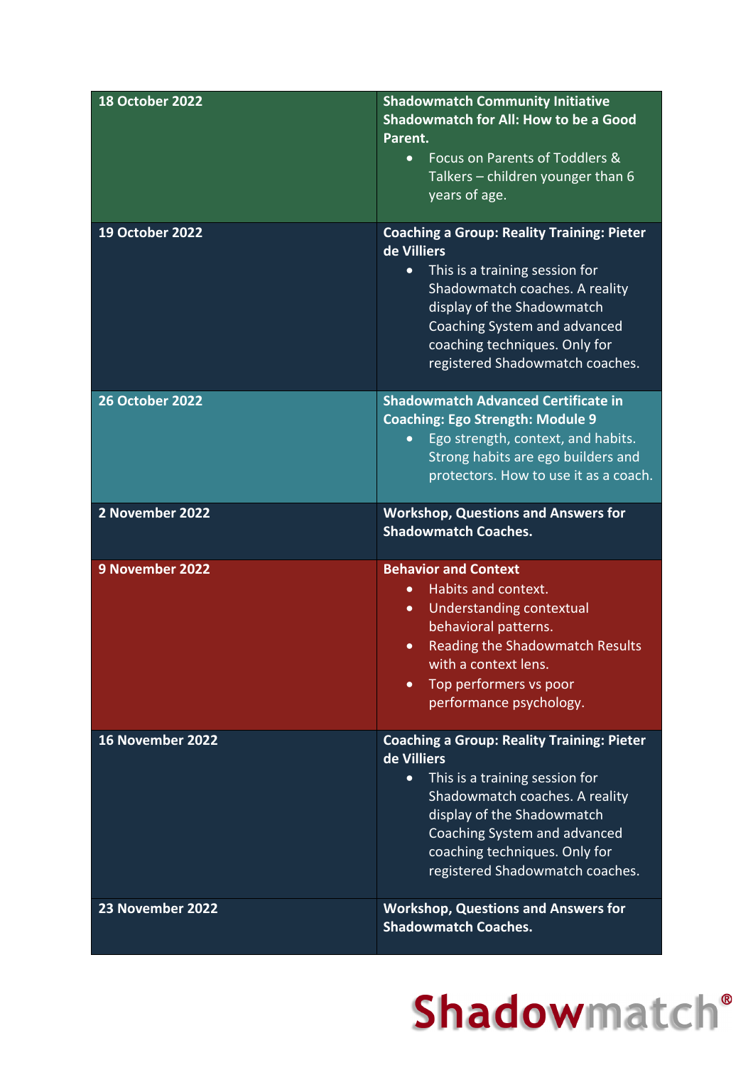| Date | Event |
| --- | --- |
| **18 October 2022** | **Shadowmatch Community Initiative Shadowmatch for All: How to be a Good Parent.**<br>• Focus on Parents of Toddlers & Talkers – children younger than 6 years of age. |
| **19 October 2022** | **Coaching a Group: Reality Training: Pieter de Villiers**<br>• This is a training session for Shadowmatch coaches. A reality display of the Shadowmatch Coaching System and advanced coaching techniques. Only for registered Shadowmatch coaches. |
| **26 October 2022** | **Shadowmatch Advanced Certificate in Coaching: Ego Strength: Module 9**<br>• Ego strength, context, and habits. Strong habits are ego builders and protectors. How to use it as a coach. |
| **2 November 2022** | **Workshop, Questions and Answers for Shadowmatch Coaches.** |
| **9 November 2022** | **Behavior and Context**<br>• Habits and context.<br>• Understanding contextual behavioral patterns.<br>• Reading the Shadowmatch Results with a context lens.<br>• Top performers vs poor performance psychology. |
| **16 November 2022** | **Coaching a Group: Reality Training: Pieter de Villiers**<br>• This is a training session for Shadowmatch coaches. A reality display of the Shadowmatch Coaching System and advanced coaching techniques. Only for registered Shadowmatch coaches. |
| **23 November 2022** | **Workshop, Questions and Answers for Shadowmatch Coaches.** |

Shadowmatch®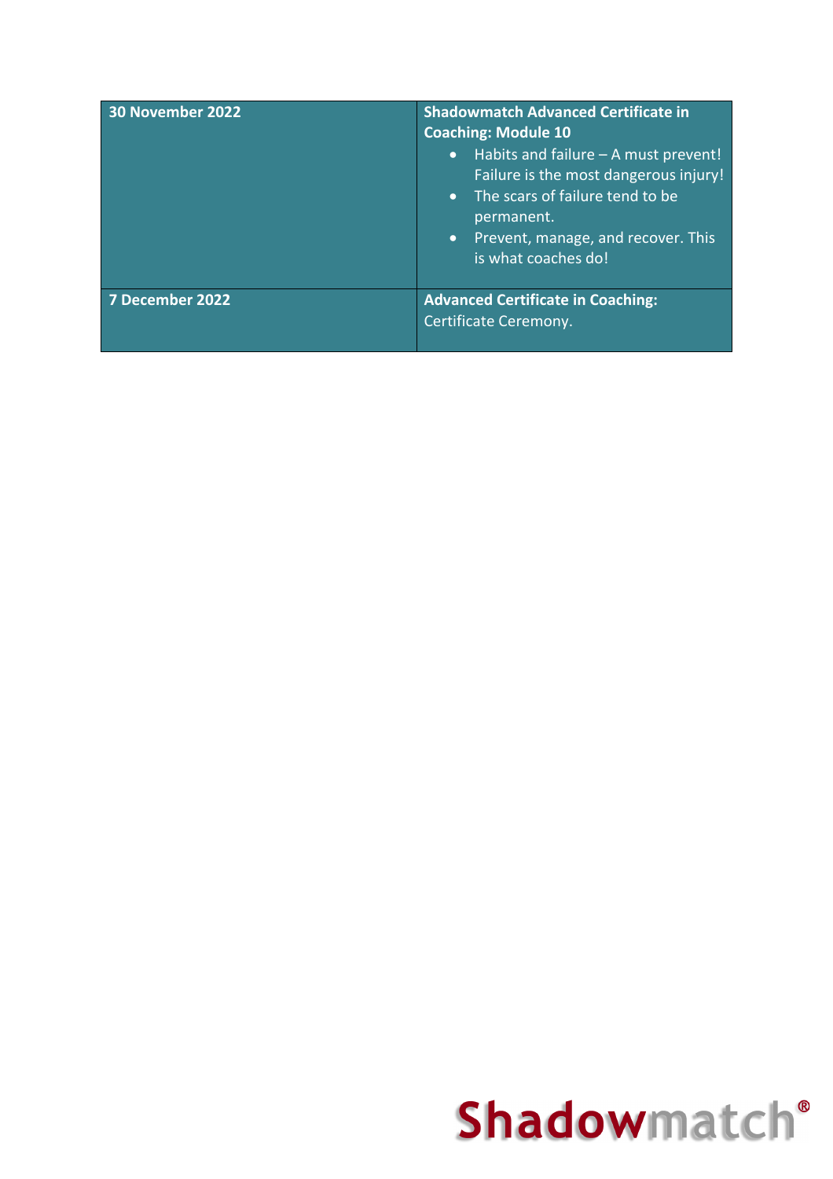| | |
|---|---|
| **30 November 2022** | **Shadowmatch Advanced Certificate in Coaching: Module 10**<br>• Habits and failure – A must prevent! Failure is the most dangerous injury!<br>• The scars of failure tend to be permanent.<br>• Prevent, manage, and recover. This is what coaches do! |
| **7 December 2022** | **Advanced Certificate in Coaching:** Certificate Ceremony. |

Shadowmatch®